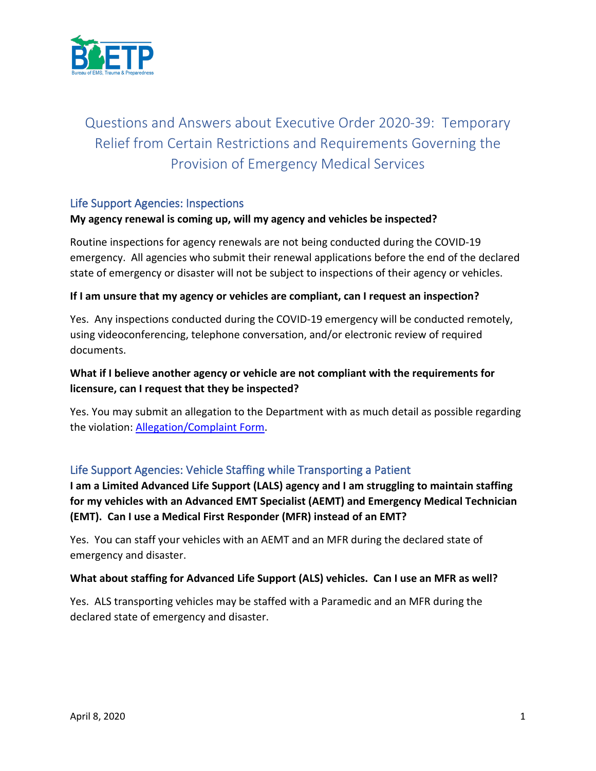# Questions and Answers about Executive Order 2020-39: Temporary Relief from Certain Restrictions and Requirements Governing the Provision of Emergency Medical Services

## Life Support Agencies: Inspections

**My agency renewal is coming up, will my agency and vehicles be inspected?**

Routine inspections for agency renewals are not being conducted during the COVID-19 emergency. All agencies who submit their renewal applications before the end of the declared state of emergency or disaster will not be subject to inspections of their agency or vehicles.

**If I am unsure that my agency or vehicles are compliant, can I request an inspection?**

Yes. Any inspections conducted during the COVID-19 emergency will be conducted remotely, using videoconferencing, telephone conversation, and/or electronic review of required documents.

**What if I believe another agency or vehicle are not compliant with the requirements for licensure, can I request that they be inspected?**

Yes. You may submit an allegation to the Department with as much detail as possible regarding the violation: Allegation/Complaint Form.

## Life Support Agencies: Vehicle Staffing while Transporting a Patient

**I am a Limited Advanced Life Support (LALS) agency and I am struggling to maintain staffing for my vehicles with an Advanced EMT Specialist (AEMT) and Emergency Medical Technician (EMT). Can I use a Medical First Responder (MFR) instead of an EMT?**

Yes. You can staff your vehicles with an AEMT and an MFR during the declared state of emergency and disaster.

**What about staffing for Advanced Life Support (ALS) vehicles. Can I use an MFR as well?**

Yes. ALS transporting vehicles may be staffed with a Paramedic and an MFR during the declared state of emergency and disaster.

April 8, 2020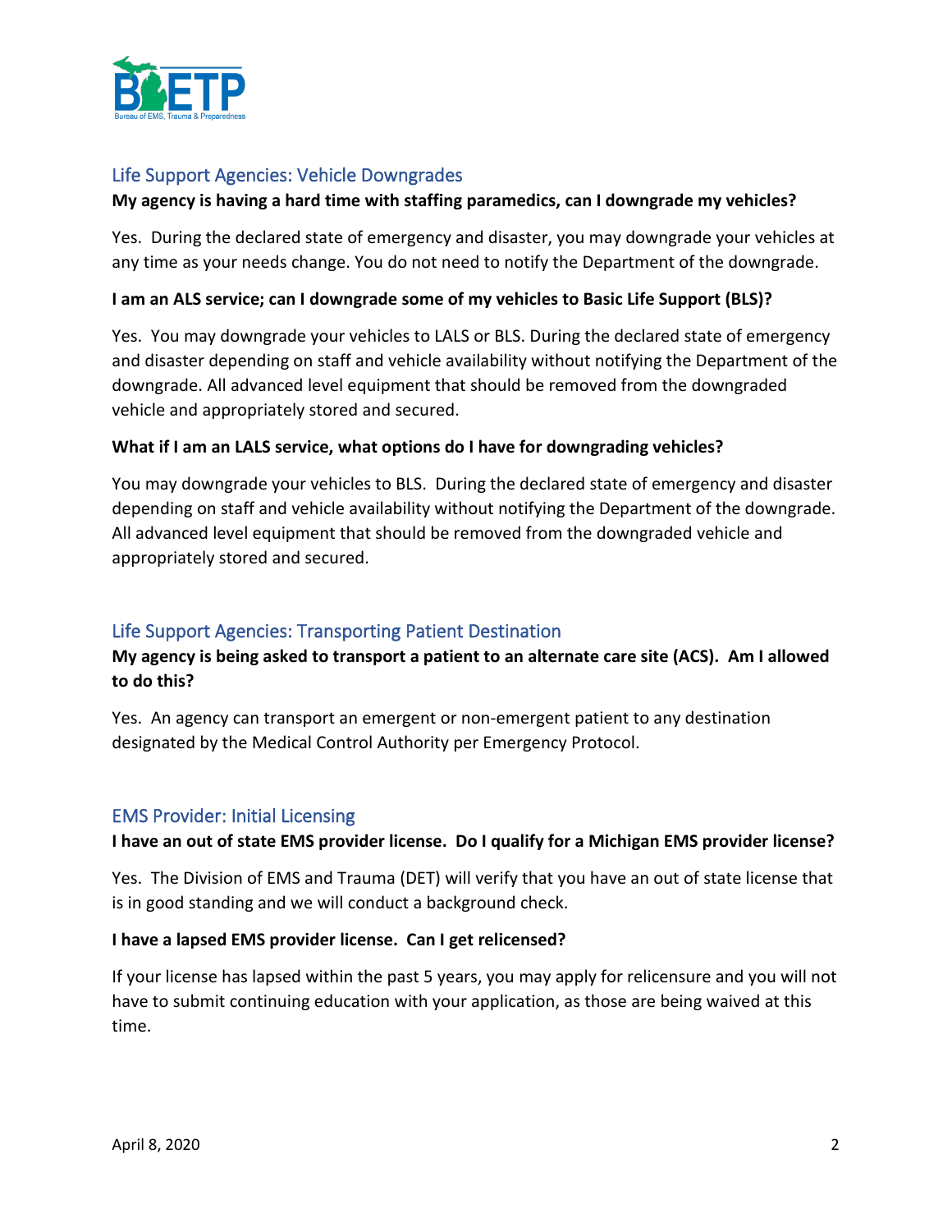## Life Support Agencies: Vehicle Downgrades

**My agency is having a hard time with staffing paramedics, can I downgrade my vehicles?**

Yes. During the declared state of emergency and disaster, you may downgrade your vehicles at any time as your needs change. You do not need to notify the Department of the downgrade.

**I am an ALS service; can I downgrade some of my vehicles to Basic Life Support (BLS)?**

Yes. You may downgrade your vehicles to LALS or BLS. During the declared state of emergency and disaster depending on staff and vehicle availability without notifying the Department of the downgrade. All advanced level equipment that should be removed from the downgraded vehicle and appropriately stored and secured.

**What if I am an LALS service, what options do I have for downgrading vehicles?**

You may downgrade your vehicles to BLS. During the declared state of emergency and disaster depending on staff and vehicle availability without notifying the Department of the downgrade. All advanced level equipment that should be removed from the downgraded vehicle and appropriately stored and secured.

## Life Support Agencies: Transporting Patient Destination

**My agency is being asked to transport a patient to an alternate care site (ACS). Am I allowed to do this?**

Yes. An agency can transport an emergent or non-emergent patient to any destination designated by the Medical Control Authority per Emergency Protocol.

## EMS Provider: Initial Licensing

**I have an out of state EMS provider license. Do I qualify for a Michigan EMS provider license?**

Yes. The Division of EMS and Trauma (DET) will verify that you have an out of state license that is in good standing and we will conduct a background check.

**I have a lapsed EMS provider license. Can I get relicensed?**

If your license has lapsed within the past 5 years, you may apply for relicensure and you will not have to submit continuing education with your application, as those are being waived at this time.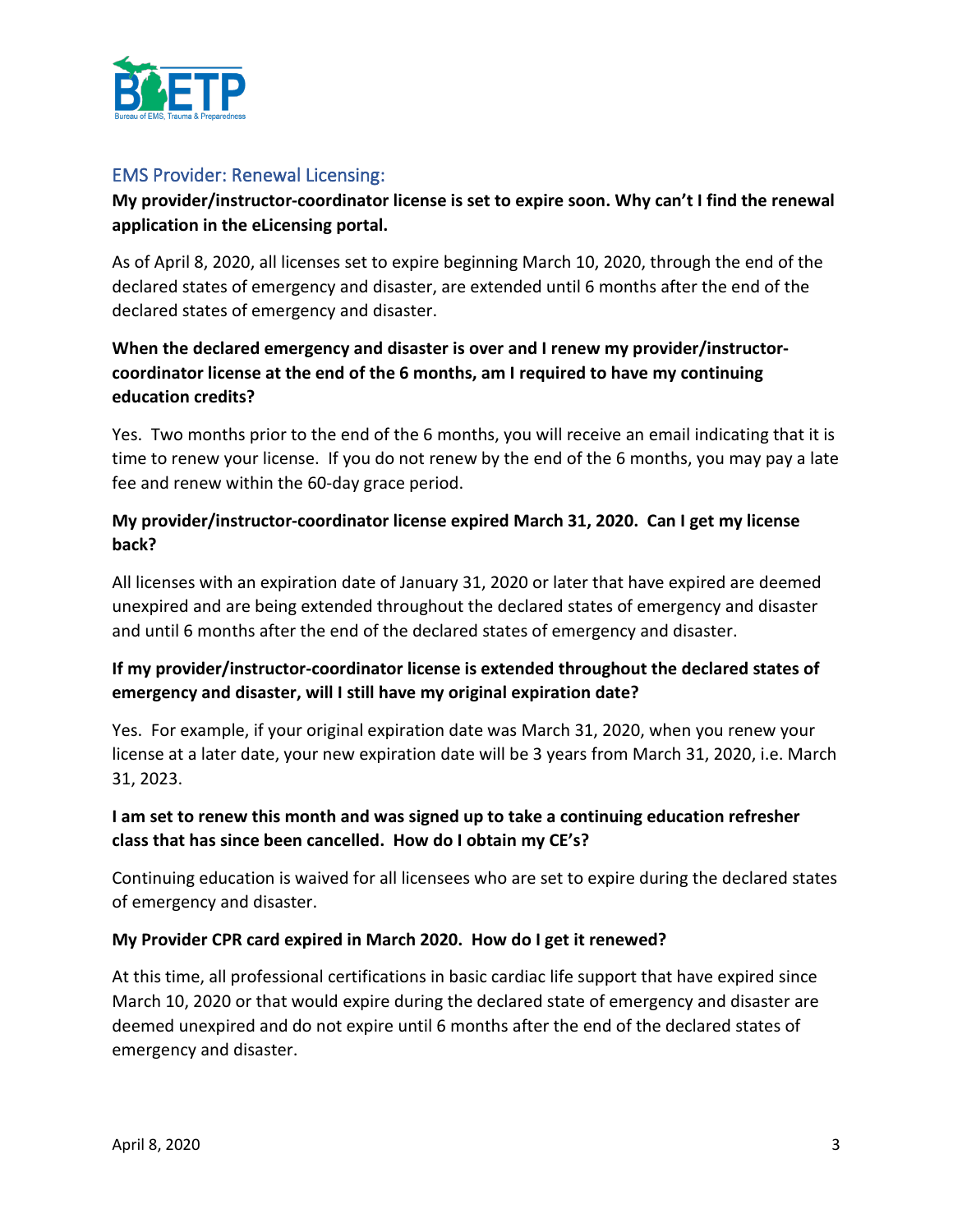## EMS Provider: Renewal Licensing:

**My provider/instructor-coordinator license is set to expire soon. Why can't I find the renewal application in the eLicensing portal.**

As of April 8, 2020, all licenses set to expire beginning March 10, 2020, through the end of the declared states of emergency and disaster, are extended until 6 months after the end of the declared states of emergency and disaster.

**When the declared emergency and disaster is over and I renew my provider/instructor-coordinator license at the end of the 6 months, am I required to have my continuing education credits?**

Yes. Two months prior to the end of the 6 months, you will receive an email indicating that it is time to renew your license. If you do not renew by the end of the 6 months, you may pay a late fee and renew within the 60-day grace period.

**My provider/instructor-coordinator license expired March 31, 2020. Can I get my license back?**

All licenses with an expiration date of January 31, 2020 or later that have expired are deemed unexpired and are being extended throughout the declared states of emergency and disaster and until 6 months after the end of the declared states of emergency and disaster.

**If my provider/instructor-coordinator license is extended throughout the declared states of emergency and disaster, will I still have my original expiration date?**

Yes. For example, if your original expiration date was March 31, 2020, when you renew your license at a later date, your new expiration date will be 3 years from March 31, 2020, i.e. March 31, 2023.

**I am set to renew this month and was signed up to take a continuing education refresher class that has since been cancelled. How do I obtain my CE's?**

Continuing education is waived for all licensees who are set to expire during the declared states of emergency and disaster.

**My Provider CPR card expired in March 2020. How do I get it renewed?**

At this time, all professional certifications in basic cardiac life support that have expired since March 10, 2020 or that would expire during the declared state of emergency and disaster are deemed unexpired and do not expire until 6 months after the end of the declared states of emergency and disaster.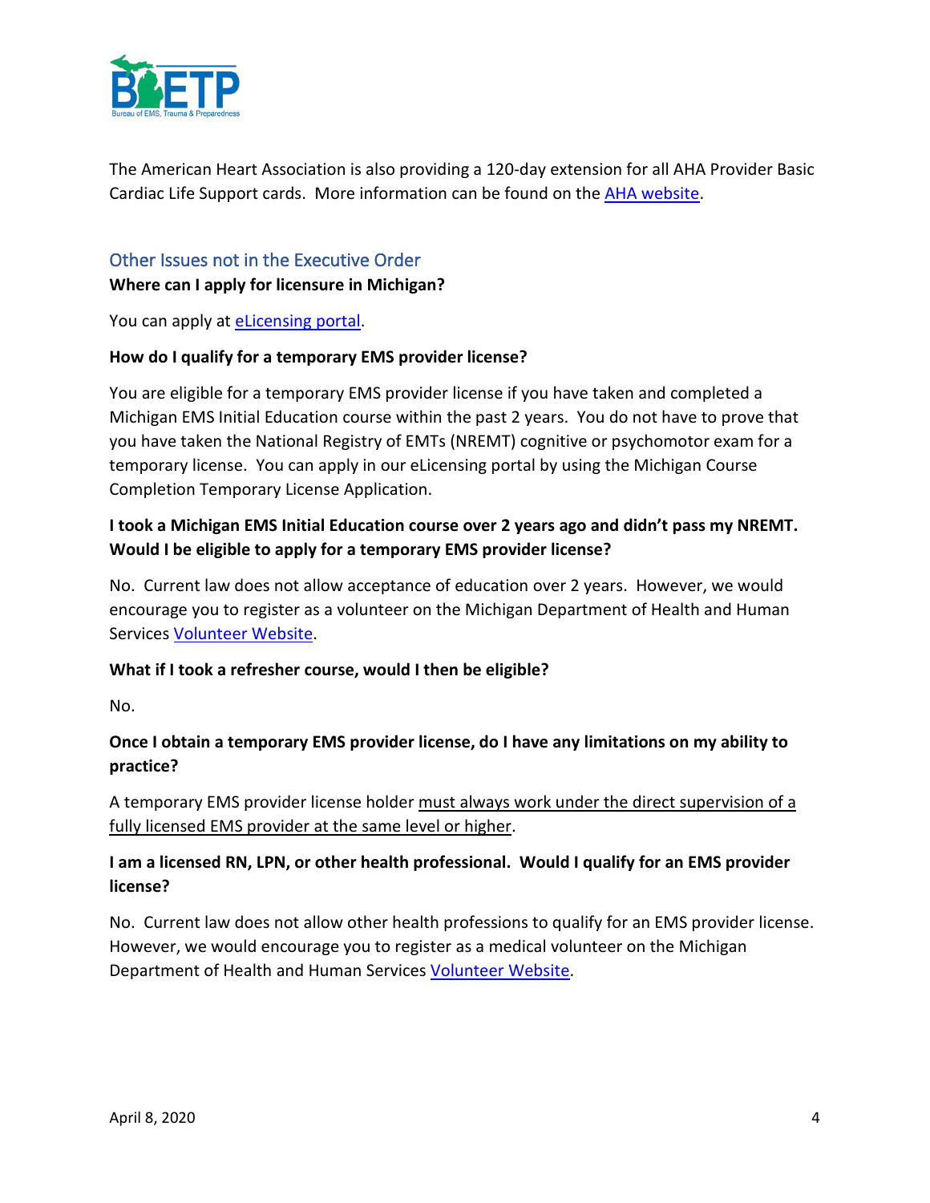The American Heart Association is also providing a 120-day extension for all AHA Provider Basic Cardiac Life Support cards. More information can be found on the AHA website.

## Other Issues not in the Executive Order

**Where can I apply for licensure in Michigan?**

You can apply at eLicensing portal.

**How do I qualify for a temporary EMS provider license?**

You are eligible for a temporary EMS provider license if you have taken and completed a Michigan EMS Initial Education course within the past 2 years. You do not have to prove that you have taken the National Registry of EMTs (NREMT) cognitive or psychomotor exam for a temporary license. You can apply in our eLicensing portal by using the Michigan Course Completion Temporary License Application.

**I took a Michigan EMS Initial Education course over 2 years ago and didn't pass my NREMT. Would I be eligible to apply for a temporary EMS provider license?**

No. Current law does not allow acceptance of education over 2 years. However, we would encourage you to register as a volunteer on the Michigan Department of Health and Human Services Volunteer Website.

**What if I took a refresher course, would I then be eligible?**

No.

**Once I obtain a temporary EMS provider license, do I have any limitations on my ability to practice?**

A temporary EMS provider license holder must always work under the direct supervision of a fully licensed EMS provider at the same level or higher.

**I am a licensed RN, LPN, or other health professional. Would I qualify for an EMS provider license?**

No. Current law does not allow other health professions to qualify for an EMS provider license. However, we would encourage you to register as a medical volunteer on the Michigan Department of Health and Human Services Volunteer Website.

April 8, 2020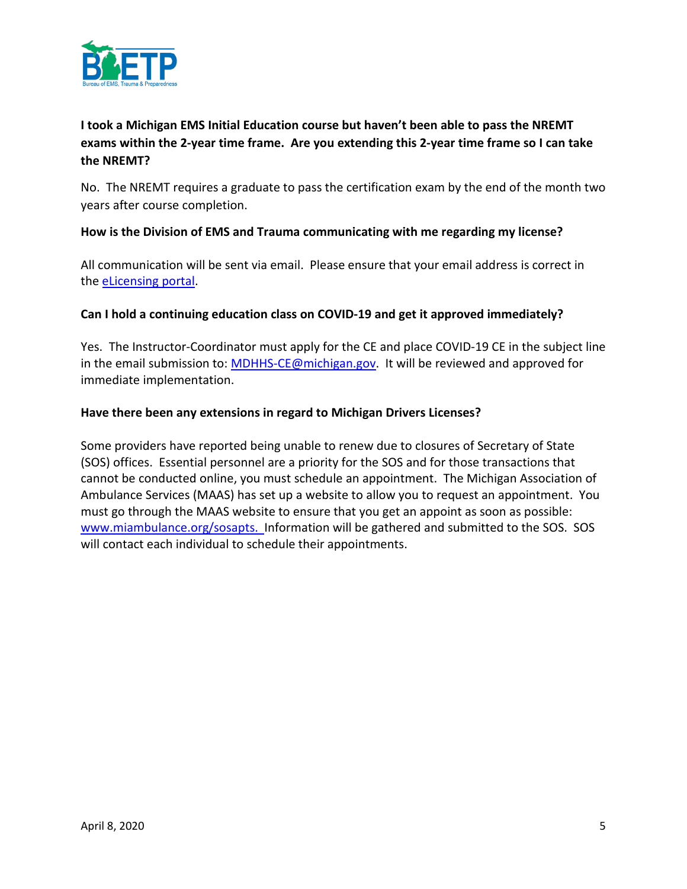**I took a Michigan EMS Initial Education course but haven't been able to pass the NREMT exams within the 2-year time frame. Are you extending this 2-year time frame so I can take the NREMT?**

No. The NREMT requires a graduate to pass the certification exam by the end of the month two years after course completion.

**How is the Division of EMS and Trauma communicating with me regarding my license?**

All communication will be sent via email. Please ensure that your email address is correct in the eLicensing portal.

**Can I hold a continuing education class on COVID-19 and get it approved immediately?**

Yes. The Instructor-Coordinator must apply for the CE and place COVID-19 CE in the subject line in the email submission to: MDHHS-CE@michigan.gov. It will be reviewed and approved for immediate implementation.

**Have there been any extensions in regard to Michigan Drivers Licenses?**

Some providers have reported being unable to renew due to closures of Secretary of State (SOS) offices. Essential personnel are a priority for the SOS and for those transactions that cannot be conducted online, you must schedule an appointment. The Michigan Association of Ambulance Services (MAAS) has set up a website to allow you to request an appointment. You must go through the MAAS website to ensure that you get an appoint as soon as possible: www.miambulance.org/sosapts. Information will be gathered and submitted to the SOS. SOS will contact each individual to schedule their appointments.